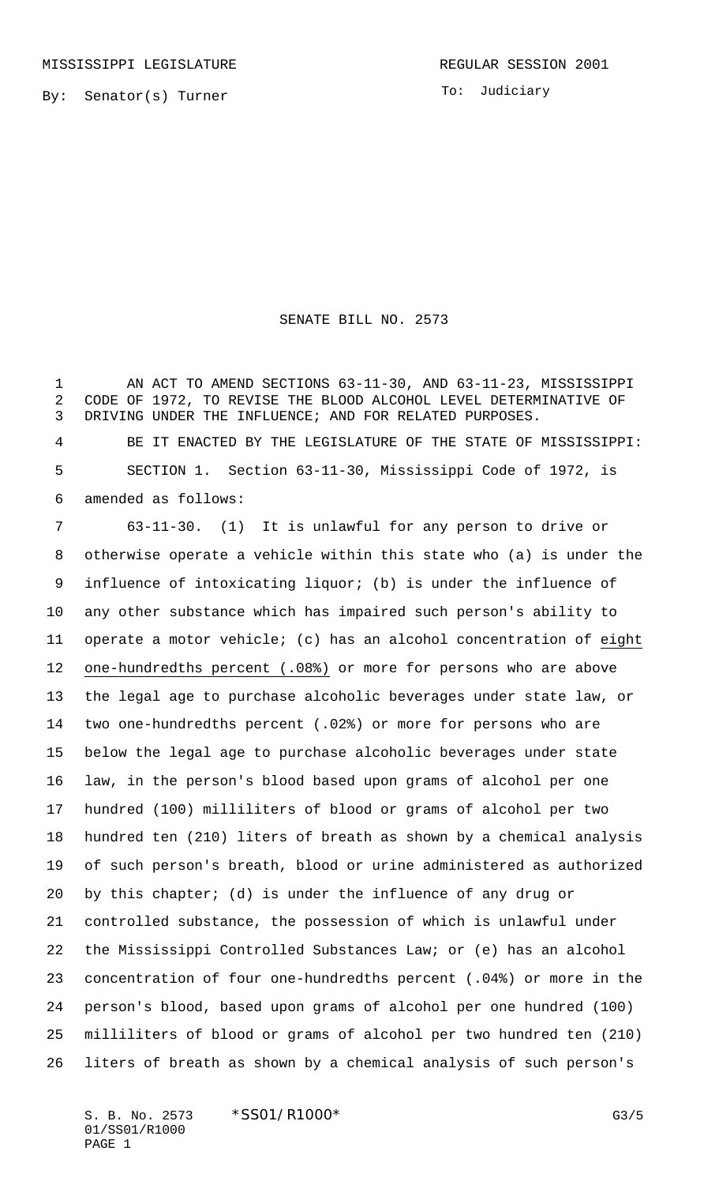MISSISSIPPI LEGISLATURE REGULAR SESSION 2001

By: Senator(s) Turner

To: Judiciary

# SENATE BILL NO. 2573

AN ACT TO AMEND SECTIONS 63-11-30, AND 63-11-23, MISSISSIPPI CODE OF 1972, TO REVISE THE BLOOD ALCOHOL LEVEL DETERMINATIVE OF DRIVING UNDER THE INFLUENCE; AND FOR RELATED PURPOSES.

BE IT ENACTED BY THE LEGISLATURE OF THE STATE OF MISSISSIPPI:

SECTION 1. Section 63-11-30, Mississippi Code of 1972, is amended as follows:

63-11-30. (1) It is unlawful for any person to drive or otherwise operate a vehicle within this state who (a) is under the influence of intoxicating liquor; (b) is under the influence of any other substance which has impaired such person's ability to operate a motor vehicle; (c) has an alcohol concentration of <u>eight one-hundredths percent (.08%)</u> or more for persons who are above the legal age to purchase alcoholic beverages under state law, or two one-hundredths percent (.02%) or more for persons who are below the legal age to purchase alcoholic beverages under state law, in the person's blood based upon grams of alcohol per one hundred (100) milliliters of blood or grams of alcohol per two hundred ten (210) liters of breath as shown by a chemical analysis of such person's breath, blood or urine administered as authorized by this chapter; (d) is under the influence of any drug or controlled substance, the possession of which is unlawful under the Mississippi Controlled Substances Law; or (e) has an alcohol concentration of four one-hundredths percent (.04%) or more in the person's blood, based upon grams of alcohol per one hundred (100) milliliters of blood or grams of alcohol per two hundred ten (210) liters of breath as shown by a chemical analysis of such person's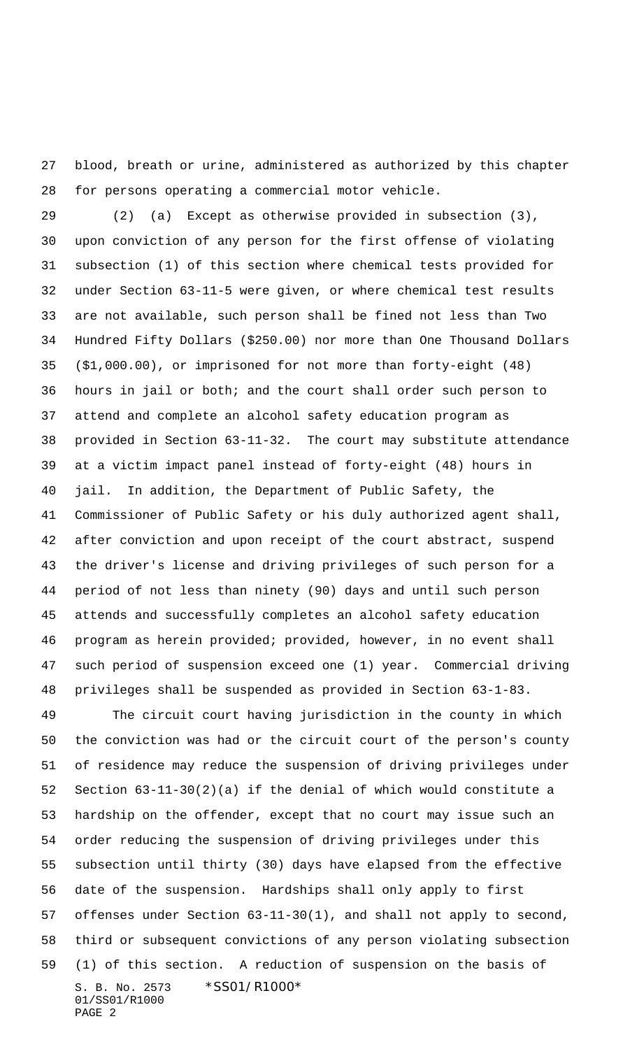blood, breath or urine, administered as authorized by this chapter for persons operating a commercial motor vehicle.

(2) (a) Except as otherwise provided in subsection (3), upon conviction of any person for the first offense of violating subsection (1) of this section where chemical tests provided for under Section 63-11-5 were given, or where chemical test results are not available, such person shall be fined not less than Two Hundred Fifty Dollars ($250.00) nor more than One Thousand Dollars ($1,000.00), or imprisoned for not more than forty-eight (48) hours in jail or both; and the court shall order such person to attend and complete an alcohol safety education program as provided in Section 63-11-32. The court may substitute attendance at a victim impact panel instead of forty-eight (48) hours in jail. In addition, the Department of Public Safety, the Commissioner of Public Safety or his duly authorized agent shall, after conviction and upon receipt of the court abstract, suspend the driver's license and driving privileges of such person for a period of not less than ninety (90) days and until such person attends and successfully completes an alcohol safety education program as herein provided; provided, however, in no event shall such period of suspension exceed one (1) year. Commercial driving privileges shall be suspended as provided in Section 63-1-83.

The circuit court having jurisdiction in the county in which the conviction was had or the circuit court of the person's county of residence may reduce the suspension of driving privileges under Section 63-11-30(2)(a) if the denial of which would constitute a hardship on the offender, except that no court may issue such an order reducing the suspension of driving privileges under this subsection until thirty (30) days have elapsed from the effective date of the suspension. Hardships shall only apply to first offenses under Section 63-11-30(1), and shall not apply to second, third or subsequent convictions of any person violating subsection (1) of this section. A reduction of suspension on the basis of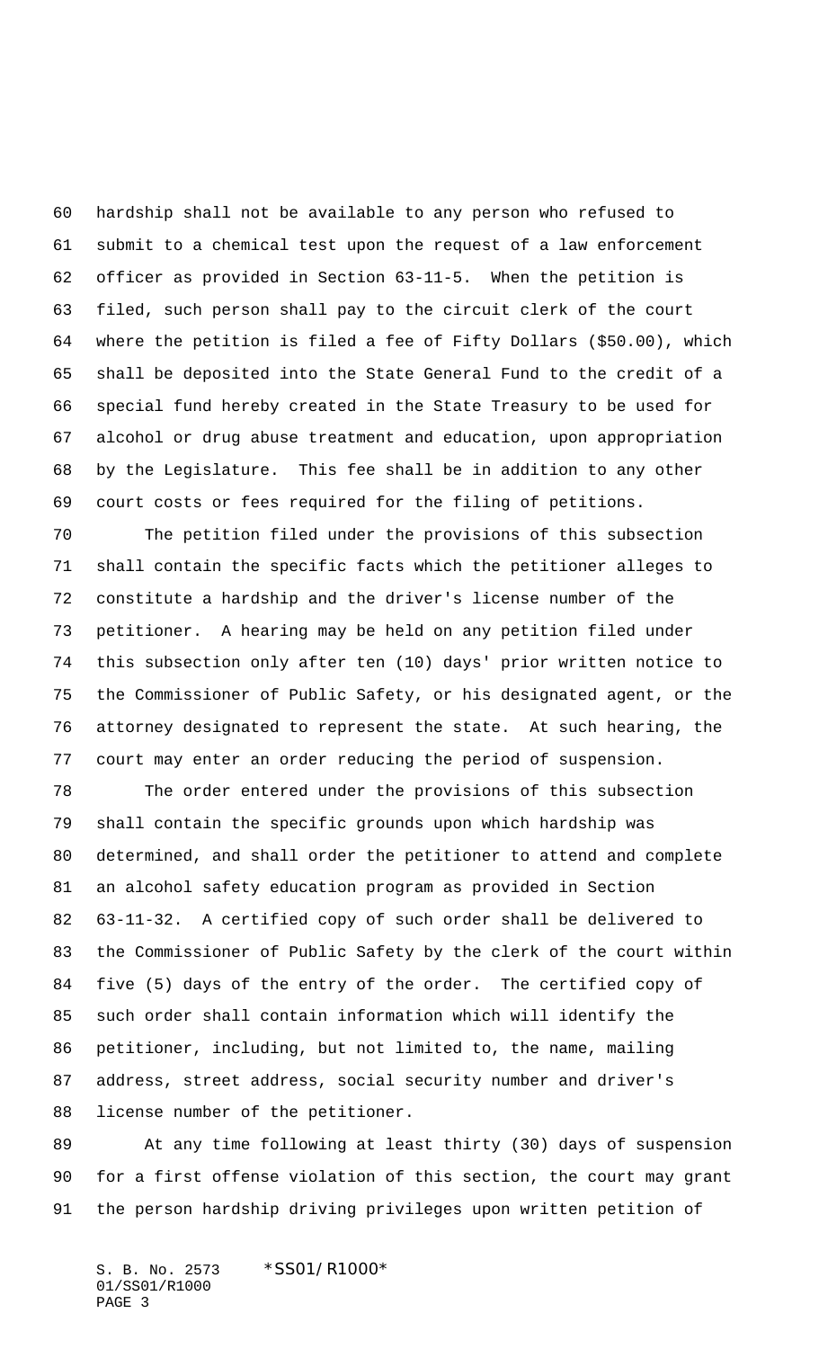hardship shall not be available to any person who refused to submit to a chemical test upon the request of a law enforcement officer as provided in Section 63-11-5. When the petition is filed, such person shall pay to the circuit clerk of the court where the petition is filed a fee of Fifty Dollars ($50.00), which shall be deposited into the State General Fund to the credit of a special fund hereby created in the State Treasury to be used for alcohol or drug abuse treatment and education, upon appropriation by the Legislature. This fee shall be in addition to any other court costs or fees required for the filing of petitions.

The petition filed under the provisions of this subsection shall contain the specific facts which the petitioner alleges to constitute a hardship and the driver's license number of the petitioner. A hearing may be held on any petition filed under this subsection only after ten (10) days' prior written notice to the Commissioner of Public Safety, or his designated agent, or the attorney designated to represent the state. At such hearing, the court may enter an order reducing the period of suspension.

The order entered under the provisions of this subsection shall contain the specific grounds upon which hardship was determined, and shall order the petitioner to attend and complete an alcohol safety education program as provided in Section 63-11-32. A certified copy of such order shall be delivered to the Commissioner of Public Safety by the clerk of the court within five (5) days of the entry of the order. The certified copy of such order shall contain information which will identify the petitioner, including, but not limited to, the name, mailing address, street address, social security number and driver's license number of the petitioner.

At any time following at least thirty (30) days of suspension for a first offense violation of this section, the court may grant the person hardship driving privileges upon written petition of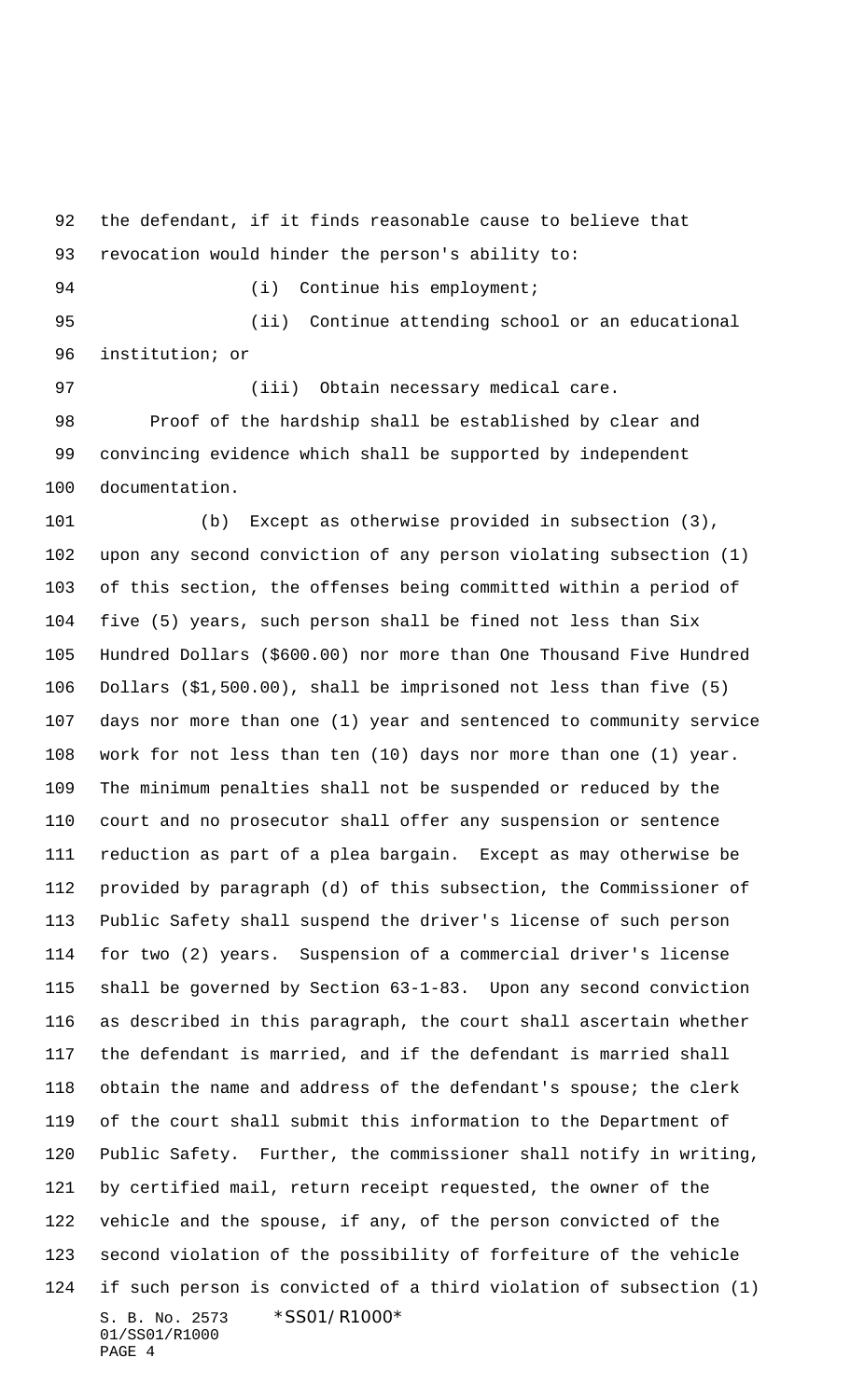the defendant, if it finds reasonable cause to believe that revocation would hinder the person's ability to:

(i) Continue his employment;

(ii) Continue attending school or an educational institution; or

(iii) Obtain necessary medical care.

Proof of the hardship shall be established by clear and convincing evidence which shall be supported by independent documentation.

(b) Except as otherwise provided in subsection (3), upon any second conviction of any person violating subsection (1) of this section, the offenses being committed within a period of five (5) years, such person shall be fined not less than Six Hundred Dollars ($600.00) nor more than One Thousand Five Hundred Dollars ($1,500.00), shall be imprisoned not less than five (5) days nor more than one (1) year and sentenced to community service work for not less than ten (10) days nor more than one (1) year. The minimum penalties shall not be suspended or reduced by the court and no prosecutor shall offer any suspension or sentence reduction as part of a plea bargain. Except as may otherwise be provided by paragraph (d) of this subsection, the Commissioner of Public Safety shall suspend the driver's license of such person for two (2) years. Suspension of a commercial driver's license shall be governed by Section 63-1-83. Upon any second conviction as described in this paragraph, the court shall ascertain whether the defendant is married, and if the defendant is married shall obtain the name and address of the defendant's spouse; the clerk of the court shall submit this information to the Department of Public Safety. Further, the commissioner shall notify in writing, by certified mail, return receipt requested, the owner of the vehicle and the spouse, if any, of the person convicted of the second violation of the possibility of forfeiture of the vehicle if such person is convicted of a third violation of subsection (1)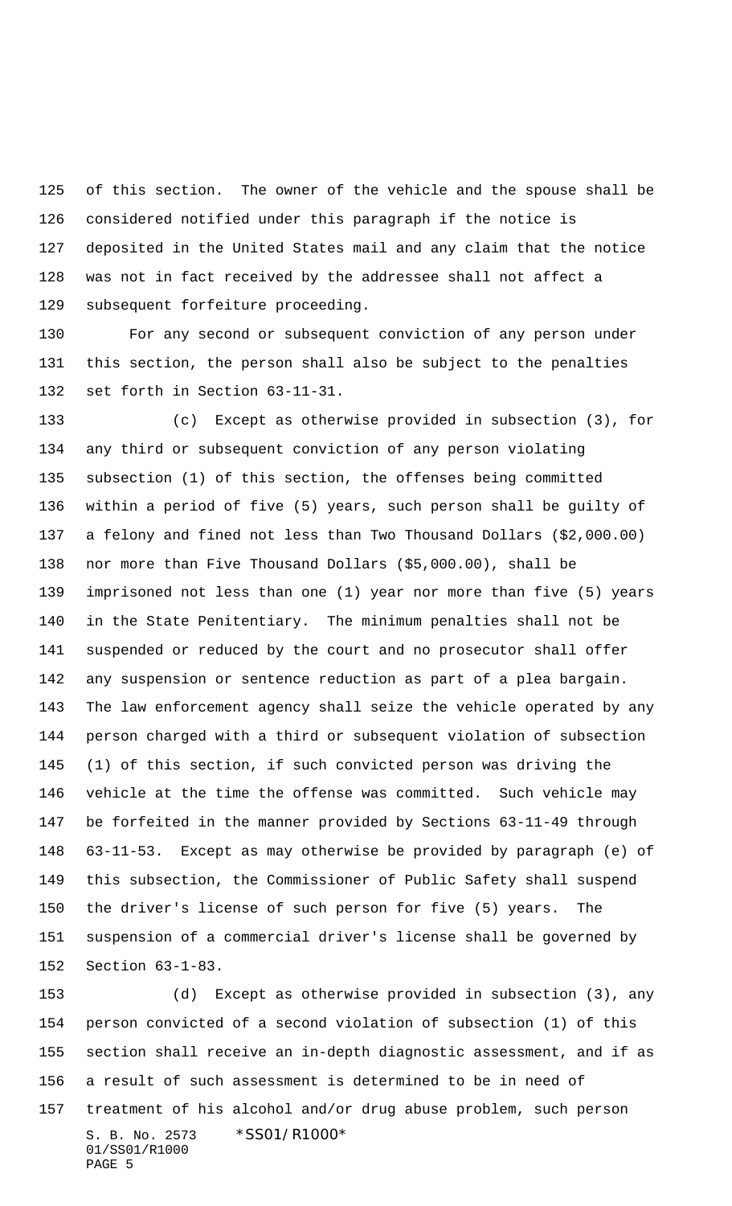of this section. The owner of the vehicle and the spouse shall be considered notified under this paragraph if the notice is deposited in the United States mail and any claim that the notice was not in fact received by the addressee shall not affect a subsequent forfeiture proceeding.

For any second or subsequent conviction of any person under this section, the person shall also be subject to the penalties set forth in Section 63-11-31.

(c) Except as otherwise provided in subsection (3), for any third or subsequent conviction of any person violating subsection (1) of this section, the offenses being committed within a period of five (5) years, such person shall be guilty of a felony and fined not less than Two Thousand Dollars ($2,000.00) nor more than Five Thousand Dollars ($5,000.00), shall be imprisoned not less than one (1) year nor more than five (5) years in the State Penitentiary. The minimum penalties shall not be suspended or reduced by the court and no prosecutor shall offer any suspension or sentence reduction as part of a plea bargain. The law enforcement agency shall seize the vehicle operated by any person charged with a third or subsequent violation of subsection (1) of this section, if such convicted person was driving the vehicle at the time the offense was committed. Such vehicle may be forfeited in the manner provided by Sections 63-11-49 through 63-11-53. Except as may otherwise be provided by paragraph (e) of this subsection, the Commissioner of Public Safety shall suspend the driver's license of such person for five (5) years. The suspension of a commercial driver's license shall be governed by Section 63-1-83.

(d) Except as otherwise provided in subsection (3), any person convicted of a second violation of subsection (1) of this section shall receive an in-depth diagnostic assessment, and if as a result of such assessment is determined to be in need of treatment of his alcohol and/or drug abuse problem, such person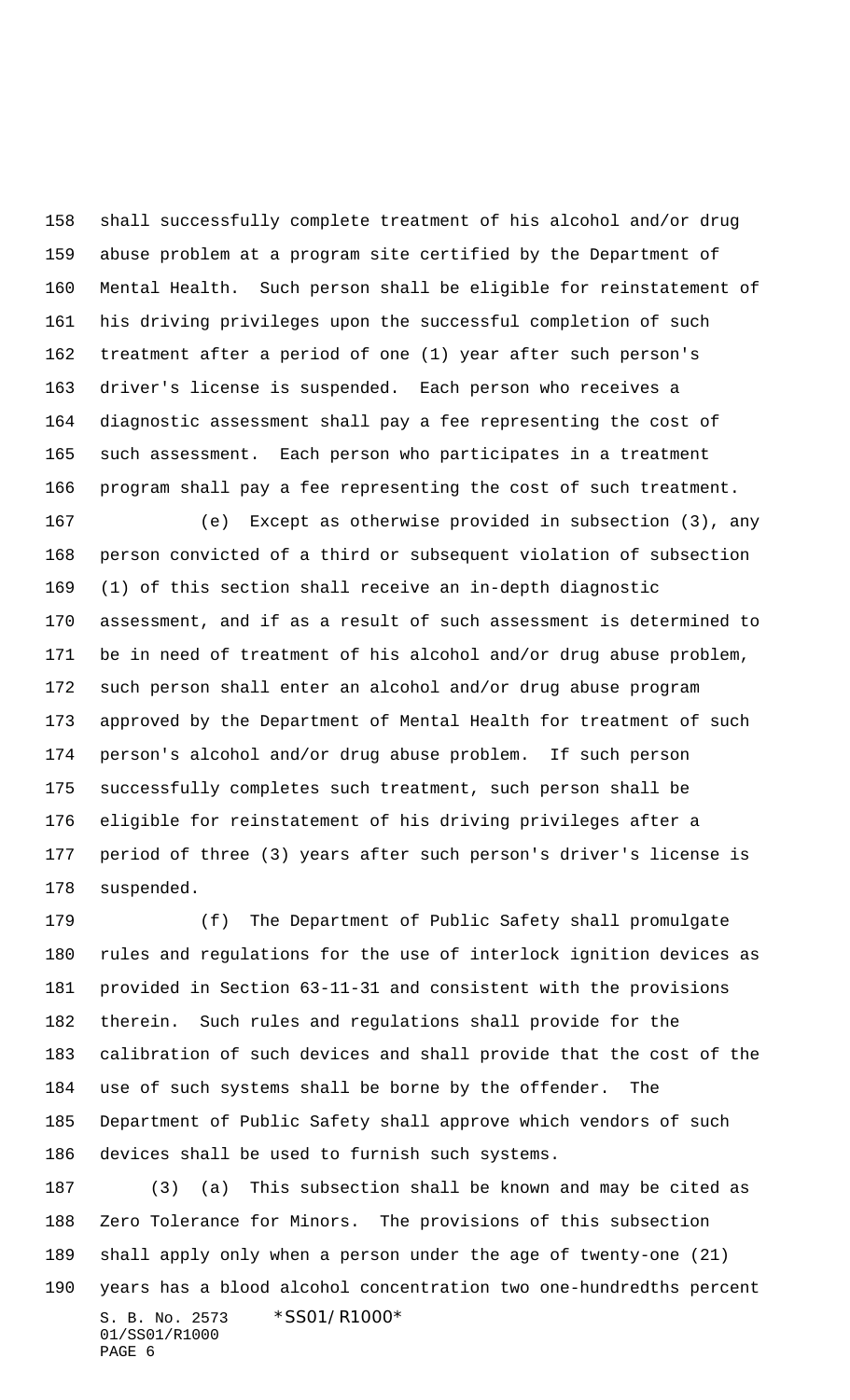shall successfully complete treatment of his alcohol and/or drug abuse problem at a program site certified by the Department of Mental Health. Such person shall be eligible for reinstatement of his driving privileges upon the successful completion of such treatment after a period of one (1) year after such person's driver's license is suspended. Each person who receives a diagnostic assessment shall pay a fee representing the cost of such assessment. Each person who participates in a treatment program shall pay a fee representing the cost of such treatment.

(e) Except as otherwise provided in subsection (3), any person convicted of a third or subsequent violation of subsection (1) of this section shall receive an in-depth diagnostic assessment, and if as a result of such assessment is determined to be in need of treatment of his alcohol and/or drug abuse problem, such person shall enter an alcohol and/or drug abuse program approved by the Department of Mental Health for treatment of such person's alcohol and/or drug abuse problem. If such person successfully completes such treatment, such person shall be eligible for reinstatement of his driving privileges after a period of three (3) years after such person's driver's license is suspended.

(f) The Department of Public Safety shall promulgate rules and regulations for the use of interlock ignition devices as provided in Section 63-11-31 and consistent with the provisions therein. Such rules and regulations shall provide for the calibration of such devices and shall provide that the cost of the use of such systems shall be borne by the offender. The Department of Public Safety shall approve which vendors of such devices shall be used to furnish such systems.

(3) (a) This subsection shall be known and may be cited as Zero Tolerance for Minors. The provisions of this subsection shall apply only when a person under the age of twenty-one (21) years has a blood alcohol concentration two one-hundredths percent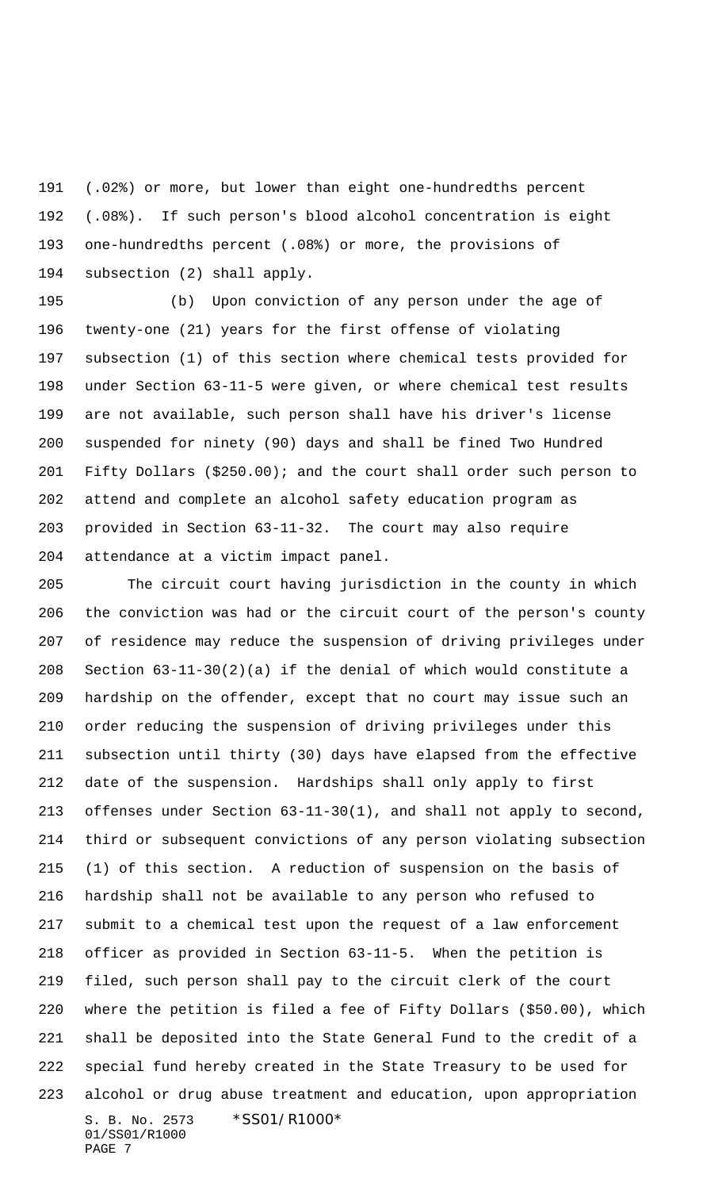(.02%) or more, but lower than eight one-hundredths percent (.08%). If such person's blood alcohol concentration is eight one-hundredths percent (.08%) or more, the provisions of subsection (2) shall apply.

(b) Upon conviction of any person under the age of twenty-one (21) years for the first offense of violating subsection (1) of this section where chemical tests provided for under Section 63-11-5 were given, or where chemical test results are not available, such person shall have his driver's license suspended for ninety (90) days and shall be fined Two Hundred Fifty Dollars ($250.00); and the court shall order such person to attend and complete an alcohol safety education program as provided in Section 63-11-32. The court may also require attendance at a victim impact panel.

The circuit court having jurisdiction in the county in which the conviction was had or the circuit court of the person's county of residence may reduce the suspension of driving privileges under Section 63-11-30(2)(a) if the denial of which would constitute a hardship on the offender, except that no court may issue such an order reducing the suspension of driving privileges under this subsection until thirty (30) days have elapsed from the effective date of the suspension. Hardships shall only apply to first offenses under Section 63-11-30(1), and shall not apply to second, third or subsequent convictions of any person violating subsection (1) of this section. A reduction of suspension on the basis of hardship shall not be available to any person who refused to submit to a chemical test upon the request of a law enforcement officer as provided in Section 63-11-5. When the petition is filed, such person shall pay to the circuit clerk of the court where the petition is filed a fee of Fifty Dollars ($50.00), which shall be deposited into the State General Fund to the credit of a special fund hereby created in the State Treasury to be used for alcohol or drug abuse treatment and education, upon appropriation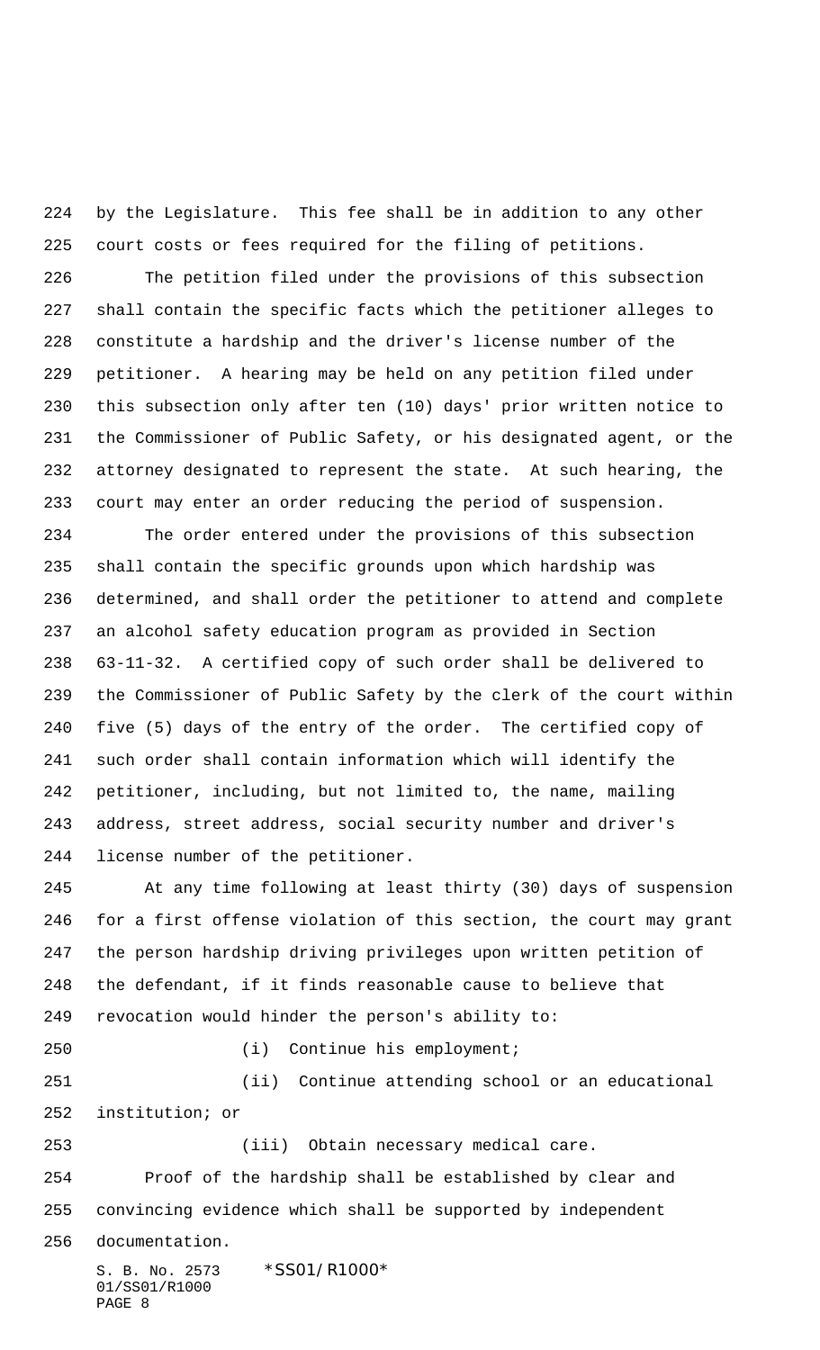by the Legislature. This fee shall be in addition to any other court costs or fees required for the filing of petitions.

The petition filed under the provisions of this subsection shall contain the specific facts which the petitioner alleges to constitute a hardship and the driver's license number of the petitioner. A hearing may be held on any petition filed under this subsection only after ten (10) days' prior written notice to the Commissioner of Public Safety, or his designated agent, or the attorney designated to represent the state. At such hearing, the court may enter an order reducing the period of suspension.

The order entered under the provisions of this subsection shall contain the specific grounds upon which hardship was determined, and shall order the petitioner to attend and complete an alcohol safety education program as provided in Section 63-11-32. A certified copy of such order shall be delivered to the Commissioner of Public Safety by the clerk of the court within five (5) days of the entry of the order. The certified copy of such order shall contain information which will identify the petitioner, including, but not limited to, the name, mailing address, street address, social security number and driver's license number of the petitioner.

At any time following at least thirty (30) days of suspension for a first offense violation of this section, the court may grant the person hardship driving privileges upon written petition of the defendant, if it finds reasonable cause to believe that revocation would hinder the person's ability to:

(i) Continue his employment;

(ii) Continue attending school or an educational institution; or

(iii) Obtain necessary medical care.

Proof of the hardship shall be established by clear and convincing evidence which shall be supported by independent documentation.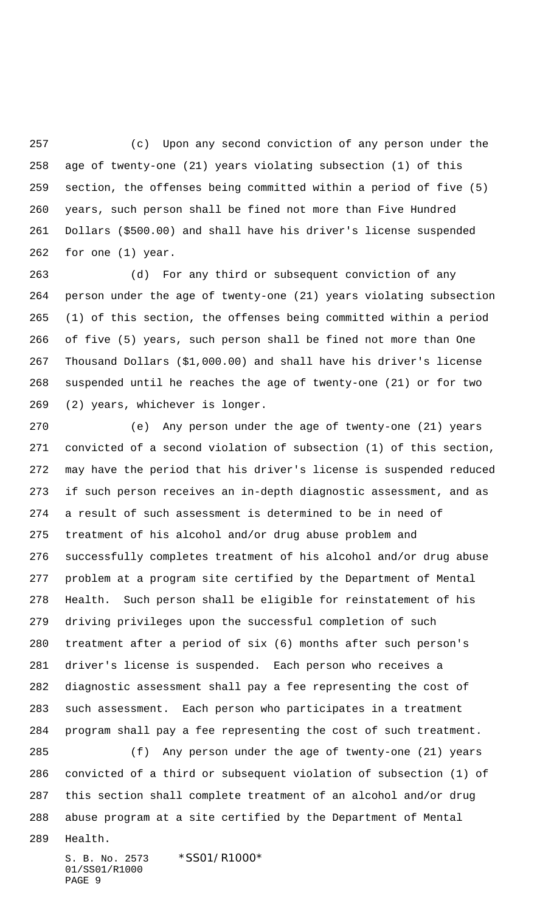(c) Upon any second conviction of any person under the age of twenty-one (21) years violating subsection (1) of this section, the offenses being committed within a period of five (5) years, such person shall be fined not more than Five Hundred Dollars ($500.00) and shall have his driver's license suspended for one (1) year.

(d) For any third or subsequent conviction of any person under the age of twenty-one (21) years violating subsection (1) of this section, the offenses being committed within a period of five (5) years, such person shall be fined not more than One Thousand Dollars ($1,000.00) and shall have his driver's license suspended until he reaches the age of twenty-one (21) or for two (2) years, whichever is longer.

(e) Any person under the age of twenty-one (21) years convicted of a second violation of subsection (1) of this section, may have the period that his driver's license is suspended reduced if such person receives an in-depth diagnostic assessment, and as a result of such assessment is determined to be in need of treatment of his alcohol and/or drug abuse problem and successfully completes treatment of his alcohol and/or drug abuse problem at a program site certified by the Department of Mental Health. Such person shall be eligible for reinstatement of his driving privileges upon the successful completion of such treatment after a period of six (6) months after such person's driver's license is suspended. Each person who receives a diagnostic assessment shall pay a fee representing the cost of such assessment. Each person who participates in a treatment program shall pay a fee representing the cost of such treatment.

(f) Any person under the age of twenty-one (21) years convicted of a third or subsequent violation of subsection (1) of this section shall complete treatment of an alcohol and/or drug abuse program at a site certified by the Department of Mental Health.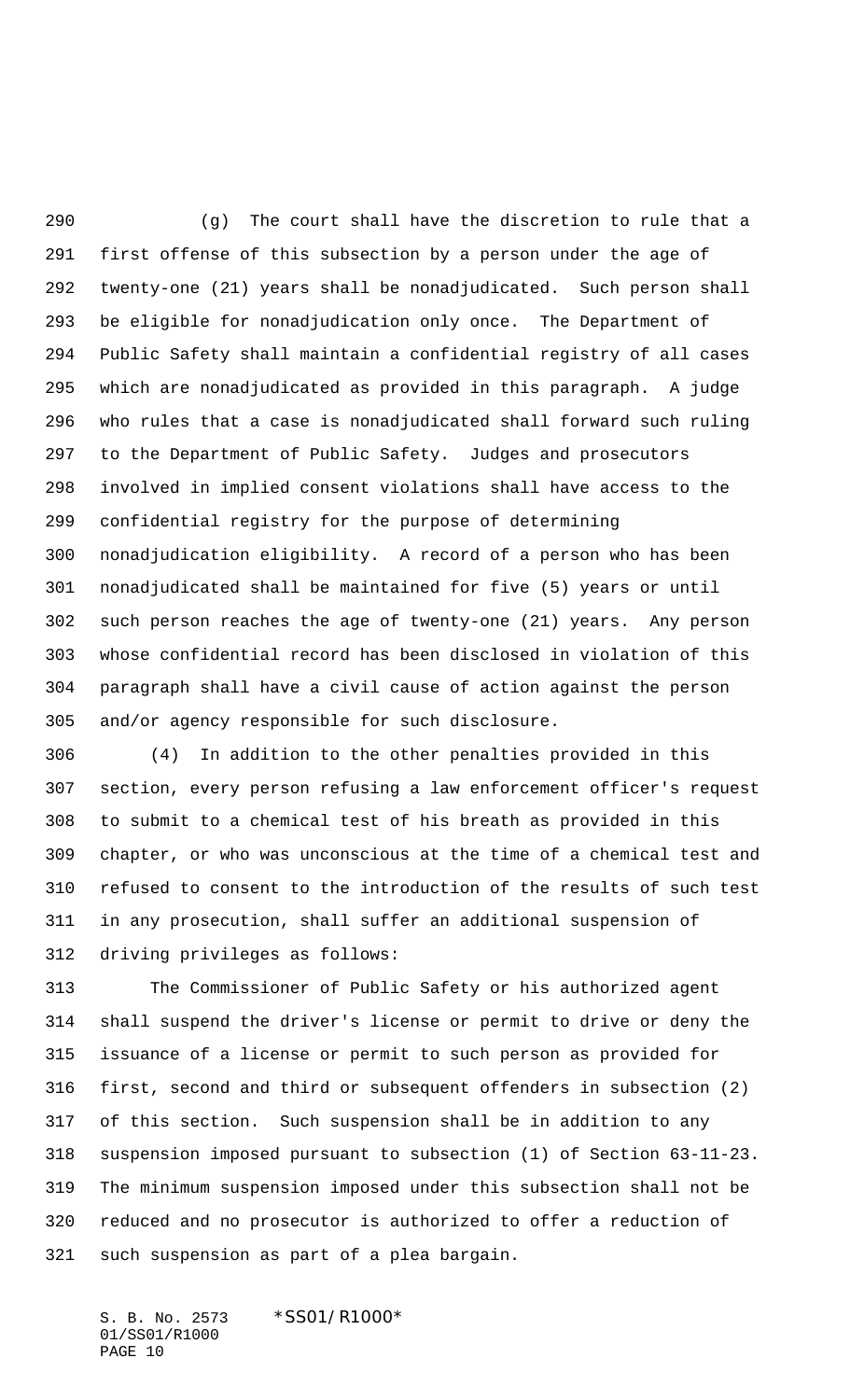(g) The court shall have the discretion to rule that a first offense of this subsection by a person under the age of twenty-one (21) years shall be nonadjudicated. Such person shall be eligible for nonadjudication only once. The Department of Public Safety shall maintain a confidential registry of all cases which are nonadjudicated as provided in this paragraph. A judge who rules that a case is nonadjudicated shall forward such ruling to the Department of Public Safety. Judges and prosecutors involved in implied consent violations shall have access to the confidential registry for the purpose of determining nonadjudication eligibility. A record of a person who has been nonadjudicated shall be maintained for five (5) years or until such person reaches the age of twenty-one (21) years. Any person whose confidential record has been disclosed in violation of this paragraph shall have a civil cause of action against the person and/or agency responsible for such disclosure.

(4) In addition to the other penalties provided in this section, every person refusing a law enforcement officer's request to submit to a chemical test of his breath as provided in this chapter, or who was unconscious at the time of a chemical test and refused to consent to the introduction of the results of such test in any prosecution, shall suffer an additional suspension of driving privileges as follows:

The Commissioner of Public Safety or his authorized agent shall suspend the driver's license or permit to drive or deny the issuance of a license or permit to such person as provided for first, second and third or subsequent offenders in subsection (2) of this section. Such suspension shall be in addition to any suspension imposed pursuant to subsection (1) of Section 63-11-23. The minimum suspension imposed under this subsection shall not be reduced and no prosecutor is authorized to offer a reduction of such suspension as part of a plea bargain.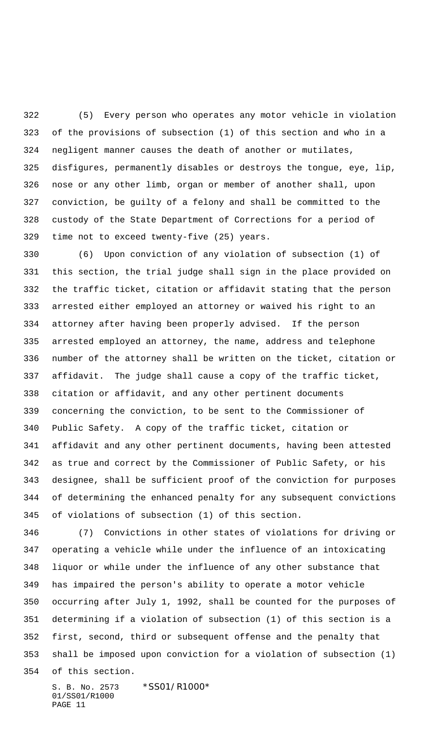(5) Every person who operates any motor vehicle in violation of the provisions of subsection (1) of this section and who in a negligent manner causes the death of another or mutilates, disfigures, permanently disables or destroys the tongue, eye, lip, nose or any other limb, organ or member of another shall, upon conviction, be guilty of a felony and shall be committed to the custody of the State Department of Corrections for a period of time not to exceed twenty-five (25) years.

(6) Upon conviction of any violation of subsection (1) of this section, the trial judge shall sign in the place provided on the traffic ticket, citation or affidavit stating that the person arrested either employed an attorney or waived his right to an attorney after having been properly advised. If the person arrested employed an attorney, the name, address and telephone number of the attorney shall be written on the ticket, citation or affidavit. The judge shall cause a copy of the traffic ticket, citation or affidavit, and any other pertinent documents concerning the conviction, to be sent to the Commissioner of Public Safety. A copy of the traffic ticket, citation or affidavit and any other pertinent documents, having been attested as true and correct by the Commissioner of Public Safety, or his designee, shall be sufficient proof of the conviction for purposes of determining the enhanced penalty for any subsequent convictions of violations of subsection (1) of this section.

(7) Convictions in other states of violations for driving or operating a vehicle while under the influence of an intoxicating liquor or while under the influence of any other substance that has impaired the person's ability to operate a motor vehicle occurring after July 1, 1992, shall be counted for the purposes of determining if a violation of subsection (1) of this section is a first, second, third or subsequent offense and the penalty that shall be imposed upon conviction for a violation of subsection (1) of this section.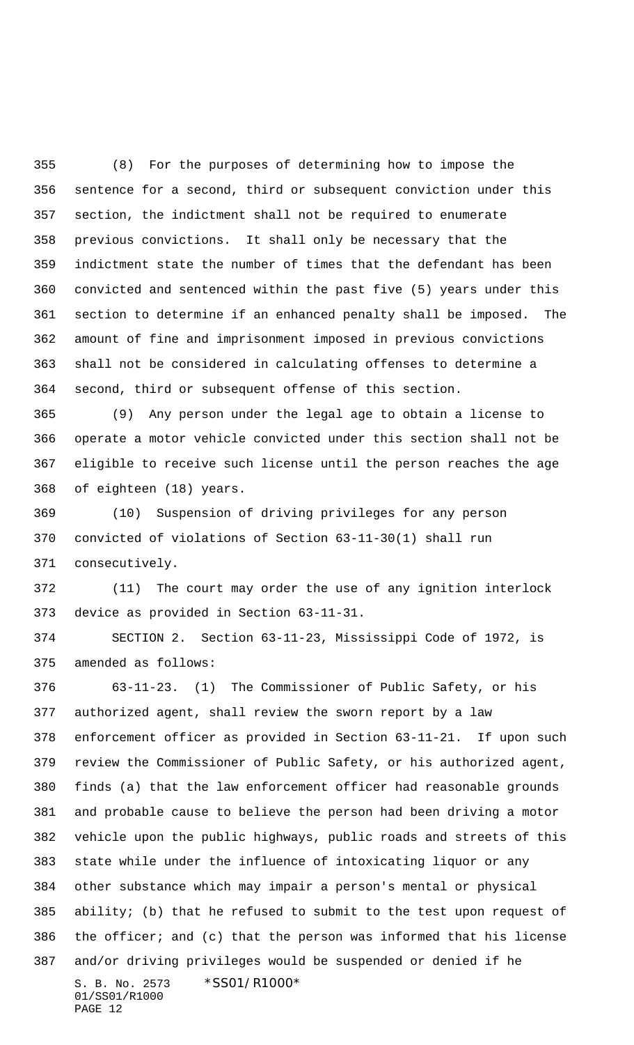(8) For the purposes of determining how to impose the sentence for a second, third or subsequent conviction under this section, the indictment shall not be required to enumerate previous convictions. It shall only be necessary that the indictment state the number of times that the defendant has been convicted and sentenced within the past five (5) years under this section to determine if an enhanced penalty shall be imposed. The amount of fine and imprisonment imposed in previous convictions shall not be considered in calculating offenses to determine a second, third or subsequent offense of this section.

(9) Any person under the legal age to obtain a license to operate a motor vehicle convicted under this section shall not be eligible to receive such license until the person reaches the age of eighteen (18) years.

(10) Suspension of driving privileges for any person convicted of violations of Section 63-11-30(1) shall run consecutively.

(11) The court may order the use of any ignition interlock device as provided in Section 63-11-31.

SECTION 2. Section 63-11-23, Mississippi Code of 1972, is amended as follows:

63-11-23. (1) The Commissioner of Public Safety, or his authorized agent, shall review the sworn report by a law enforcement officer as provided in Section 63-11-21. If upon such review the Commissioner of Public Safety, or his authorized agent, finds (a) that the law enforcement officer had reasonable grounds and probable cause to believe the person had been driving a motor vehicle upon the public highways, public roads and streets of this state while under the influence of intoxicating liquor or any other substance which may impair a person's mental or physical ability; (b) that he refused to submit to the test upon request of the officer; and (c) that the person was informed that his license and/or driving privileges would be suspended or denied if he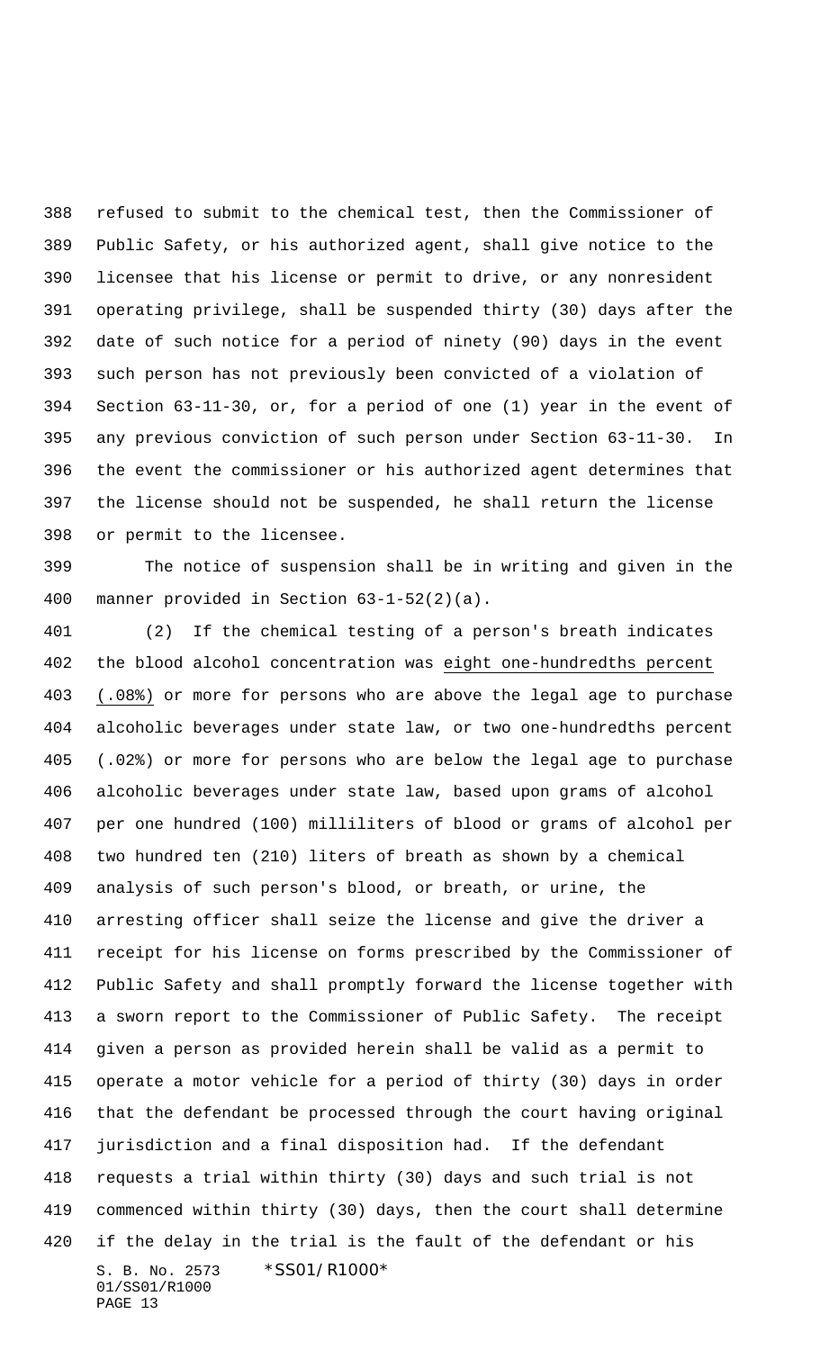refused to submit to the chemical test, then the Commissioner of Public Safety, or his authorized agent, shall give notice to the licensee that his license or permit to drive, or any nonresident operating privilege, shall be suspended thirty (30) days after the date of such notice for a period of ninety (90) days in the event such person has not previously been convicted of a violation of Section 63-11-30, or, for a period of one (1) year in the event of any previous conviction of such person under Section 63-11-30. In the event the commissioner or his authorized agent determines that the license should not be suspended, he shall return the license or permit to the licensee.

The notice of suspension shall be in writing and given in the manner provided in Section 63-1-52(2)(a).

(2) If the chemical testing of a person's breath indicates the blood alcohol concentration was eight one-hundredths percent (.08%) or more for persons who are above the legal age to purchase alcoholic beverages under state law, or two one-hundredths percent (.02%) or more for persons who are below the legal age to purchase alcoholic beverages under state law, based upon grams of alcohol per one hundred (100) milliliters of blood or grams of alcohol per two hundred ten (210) liters of breath as shown by a chemical analysis of such person's blood, or breath, or urine, the arresting officer shall seize the license and give the driver a receipt for his license on forms prescribed by the Commissioner of Public Safety and shall promptly forward the license together with a sworn report to the Commissioner of Public Safety. The receipt given a person as provided herein shall be valid as a permit to operate a motor vehicle for a period of thirty (30) days in order that the defendant be processed through the court having original jurisdiction and a final disposition had. If the defendant requests a trial within thirty (30) days and such trial is not commenced within thirty (30) days, then the court shall determine if the delay in the trial is the fault of the defendant or his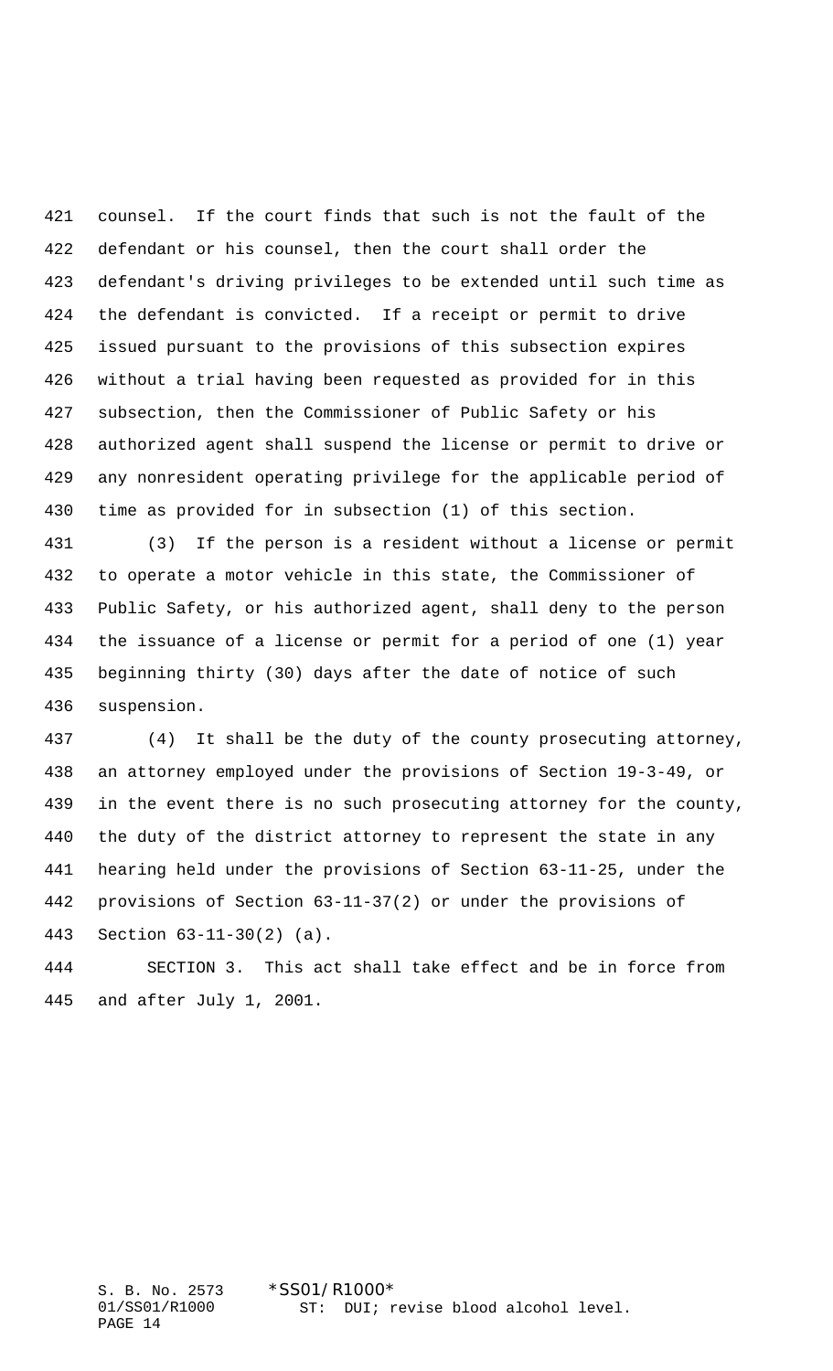counsel. If the court finds that such is not the fault of the defendant or his counsel, then the court shall order the defendant's driving privileges to be extended until such time as the defendant is convicted. If a receipt or permit to drive issued pursuant to the provisions of this subsection expires without a trial having been requested as provided for in this subsection, then the Commissioner of Public Safety or his authorized agent shall suspend the license or permit to drive or any nonresident operating privilege for the applicable period of time as provided for in subsection (1) of this section.

(3) If the person is a resident without a license or permit to operate a motor vehicle in this state, the Commissioner of Public Safety, or his authorized agent, shall deny to the person the issuance of a license or permit for a period of one (1) year beginning thirty (30) days after the date of notice of such suspension.

(4) It shall be the duty of the county prosecuting attorney, an attorney employed under the provisions of Section 19-3-49, or in the event there is no such prosecuting attorney for the county, the duty of the district attorney to represent the state in any hearing held under the provisions of Section 63-11-25, under the provisions of Section 63-11-37(2) or under the provisions of Section 63-11-30(2) (a).

SECTION 3. This act shall take effect and be in force from and after July 1, 2001.